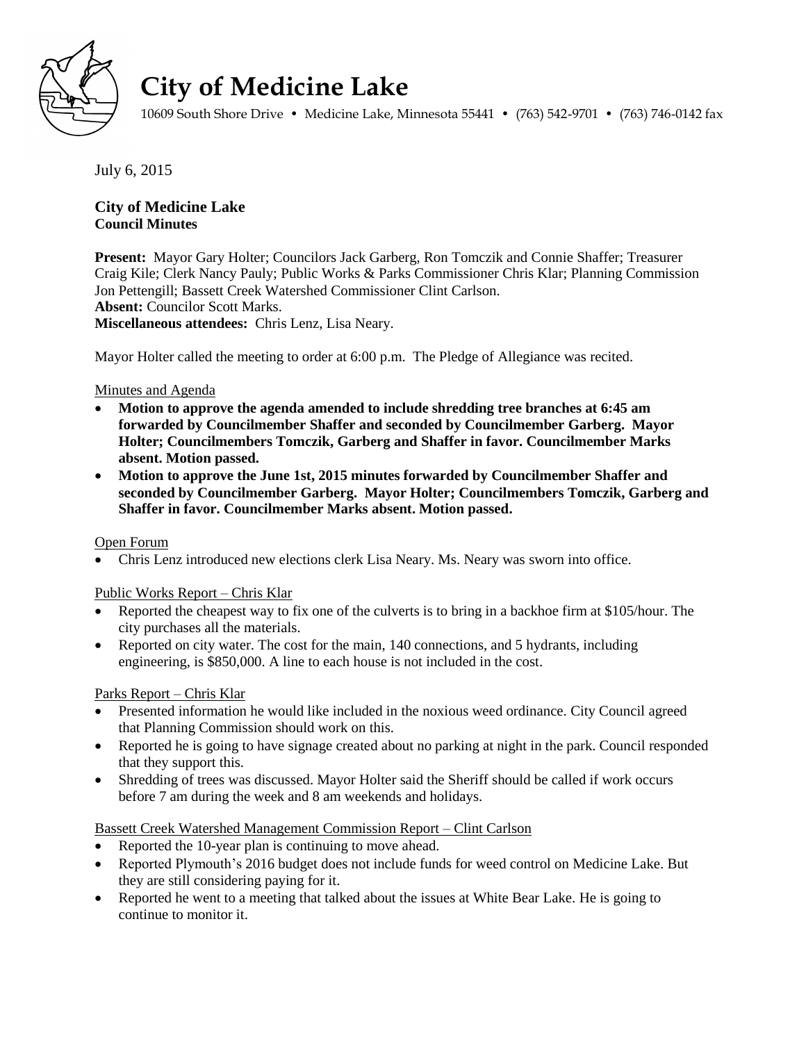# City of Medicine Lake

10609 South Shore Drive • Medicine Lake, Minnesota 55441 • (763) 542-9701 • (763) 746-0142 fax

July 6, 2015

**City of Medicine Lake**
**Council Minutes**

**Present:** Mayor Gary Holter; Councilors Jack Garberg, Ron Tomczik and Connie Shaffer; Treasurer Craig Kile; Clerk Nancy Pauly; Public Works & Parks Commissioner Chris Klar; Planning Commission Jon Pettengill; Bassett Creek Watershed Commissioner Clint Carlson.
**Absent:** Councilor Scott Marks.
**Miscellaneous attendees:** Chris Lenz, Lisa Neary.

Mayor Holter called the meeting to order at 6:00 p.m. The Pledge of Allegiance was recited.

Minutes and Agenda

- **Motion to approve the agenda amended to include shredding tree branches at 6:45 am forwarded by Councilmember Shaffer and seconded by Councilmember Garberg. Mayor Holter; Councilmembers Tomczik, Garberg and Shaffer in favor. Councilmember Marks absent. Motion passed.**
- **Motion to approve the June 1st, 2015 minutes forwarded by Councilmember Shaffer and seconded by Councilmember Garberg. Mayor Holter; Councilmembers Tomczik, Garberg and Shaffer in favor. Councilmember Marks absent. Motion passed.**

Open Forum

- Chris Lenz introduced new elections clerk Lisa Neary. Ms. Neary was sworn into office.

Public Works Report – Chris Klar

- Reported the cheapest way to fix one of the culverts is to bring in a backhoe firm at $105/hour. The city purchases all the materials.
- Reported on city water. The cost for the main, 140 connections, and 5 hydrants, including engineering, is $850,000. A line to each house is not included in the cost.

Parks Report – Chris Klar

- Presented information he would like included in the noxious weed ordinance. City Council agreed that Planning Commission should work on this.
- Reported he is going to have signage created about no parking at night in the park. Council responded that they support this.
- Shredding of trees was discussed. Mayor Holter said the Sheriff should be called if work occurs before 7 am during the week and 8 am weekends and holidays.

Bassett Creek Watershed Management Commission Report – Clint Carlson

- Reported the 10-year plan is continuing to move ahead.
- Reported Plymouth's 2016 budget does not include funds for weed control on Medicine Lake. But they are still considering paying for it.
- Reported he went to a meeting that talked about the issues at White Bear Lake. He is going to continue to monitor it.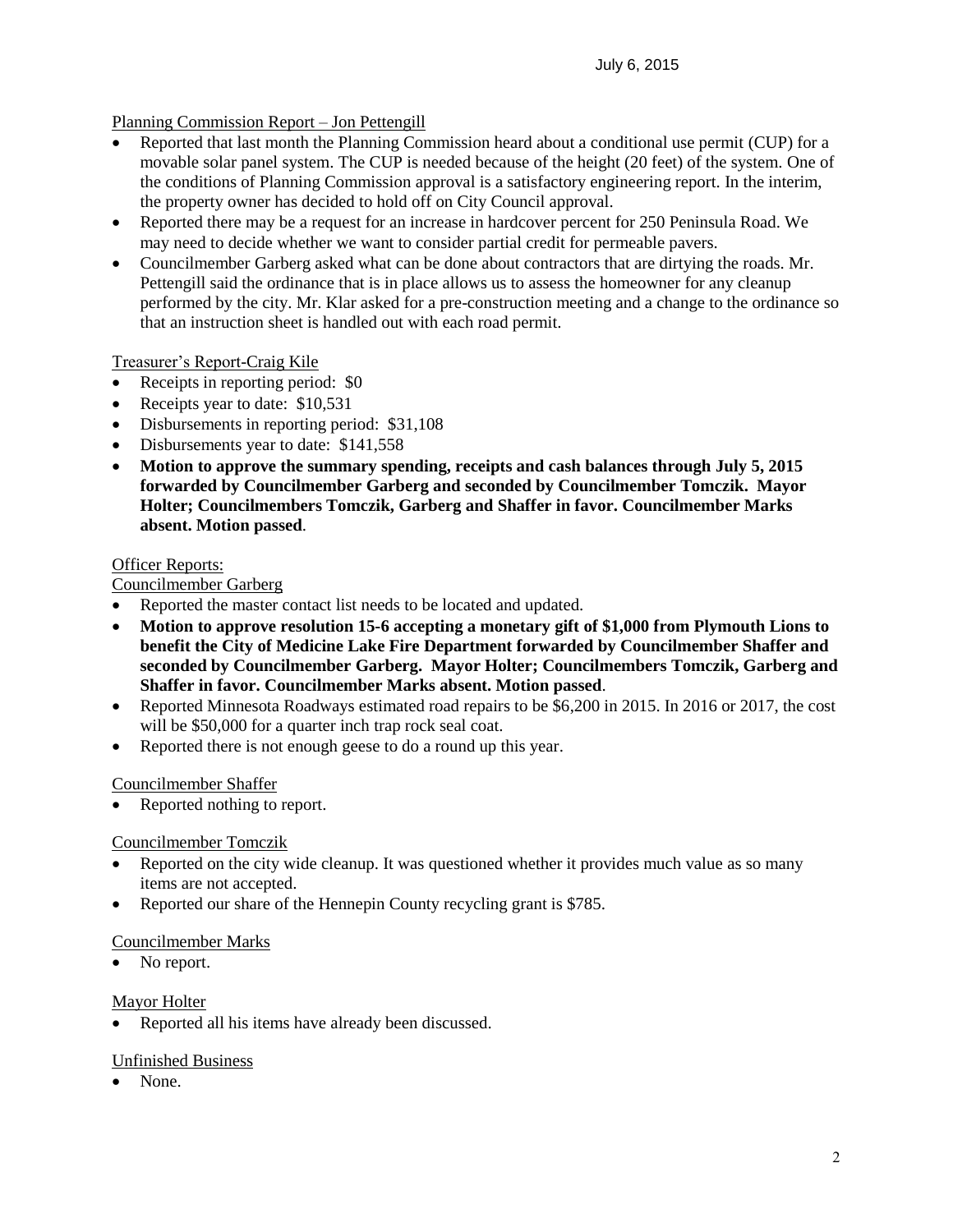Planning Commission Report – Jon Pettengill

- Reported that last month the Planning Commission heard about a conditional use permit (CUP) for a movable solar panel system. The CUP is needed because of the height (20 feet) of the system. One of the conditions of Planning Commission approval is a satisfactory engineering report. In the interim, the property owner has decided to hold off on City Council approval.
- Reported there may be a request for an increase in hardcover percent for 250 Peninsula Road. We may need to decide whether we want to consider partial credit for permeable pavers.
- Councilmember Garberg asked what can be done about contractors that are dirtying the roads. Mr. Pettengill said the ordinance that is in place allows us to assess the homeowner for any cleanup performed by the city. Mr. Klar asked for a pre-construction meeting and a change to the ordinance so that an instruction sheet is handled out with each road permit.

Treasurer's Report-Craig Kile

- Receipts in reporting period: $0
- Receipts year to date: $10,531
- Disbursements in reporting period: $31,108
- Disbursements year to date: $141,558
- **Motion to approve the summary spending, receipts and cash balances through July 5, 2015 forwarded by Councilmember Garberg and seconded by Councilmember Tomczik. Mayor Holter; Councilmembers Tomczik, Garberg and Shaffer in favor. Councilmember Marks absent. Motion passed**.

Officer Reports:

Councilmember Garberg

- Reported the master contact list needs to be located and updated.
- **Motion to approve resolution 15-6 accepting a monetary gift of $1,000 from Plymouth Lions to benefit the City of Medicine Lake Fire Department forwarded by Councilmember Shaffer and seconded by Councilmember Garberg. Mayor Holter; Councilmembers Tomczik, Garberg and Shaffer in favor. Councilmember Marks absent. Motion passed**.
- Reported Minnesota Roadways estimated road repairs to be $6,200 in 2015. In 2016 or 2017, the cost will be $50,000 for a quarter inch trap rock seal coat.
- Reported there is not enough geese to do a round up this year.

Councilmember Shaffer

- Reported nothing to report.

Councilmember Tomczik

- Reported on the city wide cleanup. It was questioned whether it provides much value as so many items are not accepted.
- Reported our share of the Hennepin County recycling grant is $785.

Councilmember Marks

- No report.

Mayor Holter

- Reported all his items have already been discussed.

Unfinished Business

- None.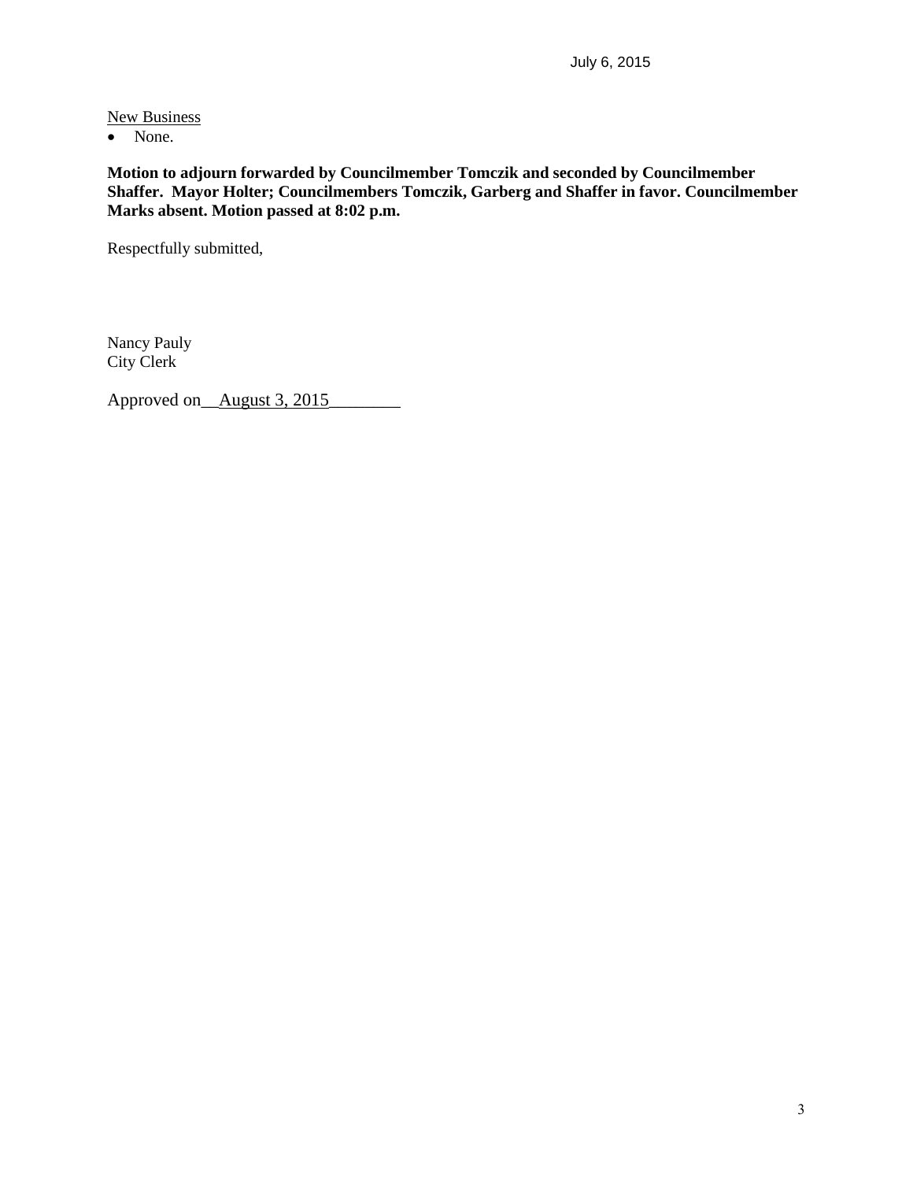<u>New Business</u>

- None.

**Motion to adjourn forwarded by Councilmember Tomczik and seconded by Councilmember Shaffer. Mayor Holter; Councilmembers Tomczik, Garberg and Shaffer in favor. Councilmember Marks absent. Motion passed at 8:02 p.m.**

Respectfully submitted,

Nancy Pauly
City Clerk

Approved on <u>August 3, 2015</u>